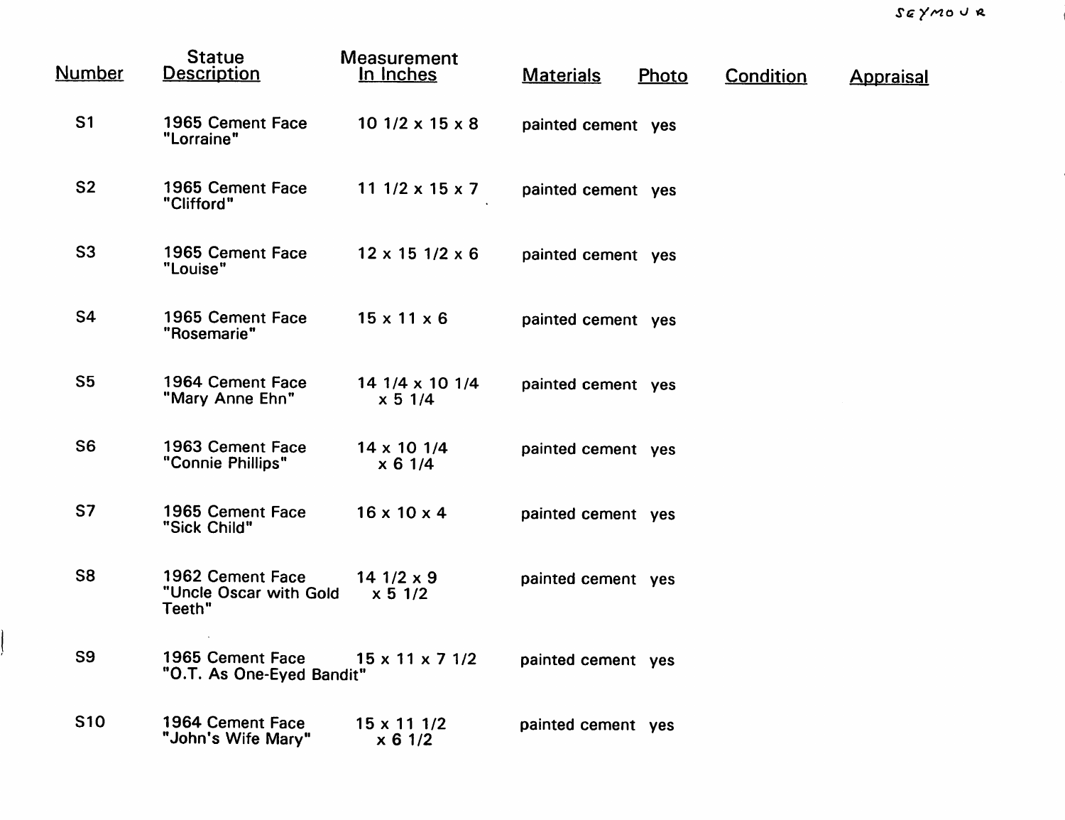SEYMOUR

| Number | Statue Description | Measurement In Inches | Materials | Photo | Condition | Appraisal |
|---|---|---|---|---|---|---|
| S1 | 1965 Cement Face "Lorraine" | 10 1/2 x 15 x 8 | painted cement | yes | | |
| S2 | 1965 Cement Face "Clifford" | 11 1/2 x 15 x 7 | painted cement | yes | | |
| S3 | 1965 Cement Face "Louise" | 12 x 15 1/2 x 6 | painted cement | yes | | |
| S4 | 1965 Cement Face "Rosemarie" | 15 x 11 x 6 | painted cement | yes | | |
| S5 | 1964 Cement Face "Mary Anne Ehn" | 14 1/4 x 10 1/4 x 5 1/4 | painted cement | yes | | |
| S6 | 1963 Cement Face "Connie Phillips" | 14 x 10 1/4 x 6 1/4 | painted cement | yes | | |
| S7 | 1965 Cement Face "Sick Child" | 16 x 10 x 4 | painted cement | yes | | |
| S8 | 1962 Cement Face "Uncle Oscar with Gold Teeth" | 14 1/2 x 9 x 5 1/2 | painted cement | yes | | |
| S9 | 1965 Cement Face "O.T. As One-Eyed Bandit" | 15 x 11 x 7 1/2 | painted cement | yes | | |
| S10 | 1964 Cement Face "John's Wife Mary" | 15 x 11 1/2 x 6 1/2 | painted cement | yes | | |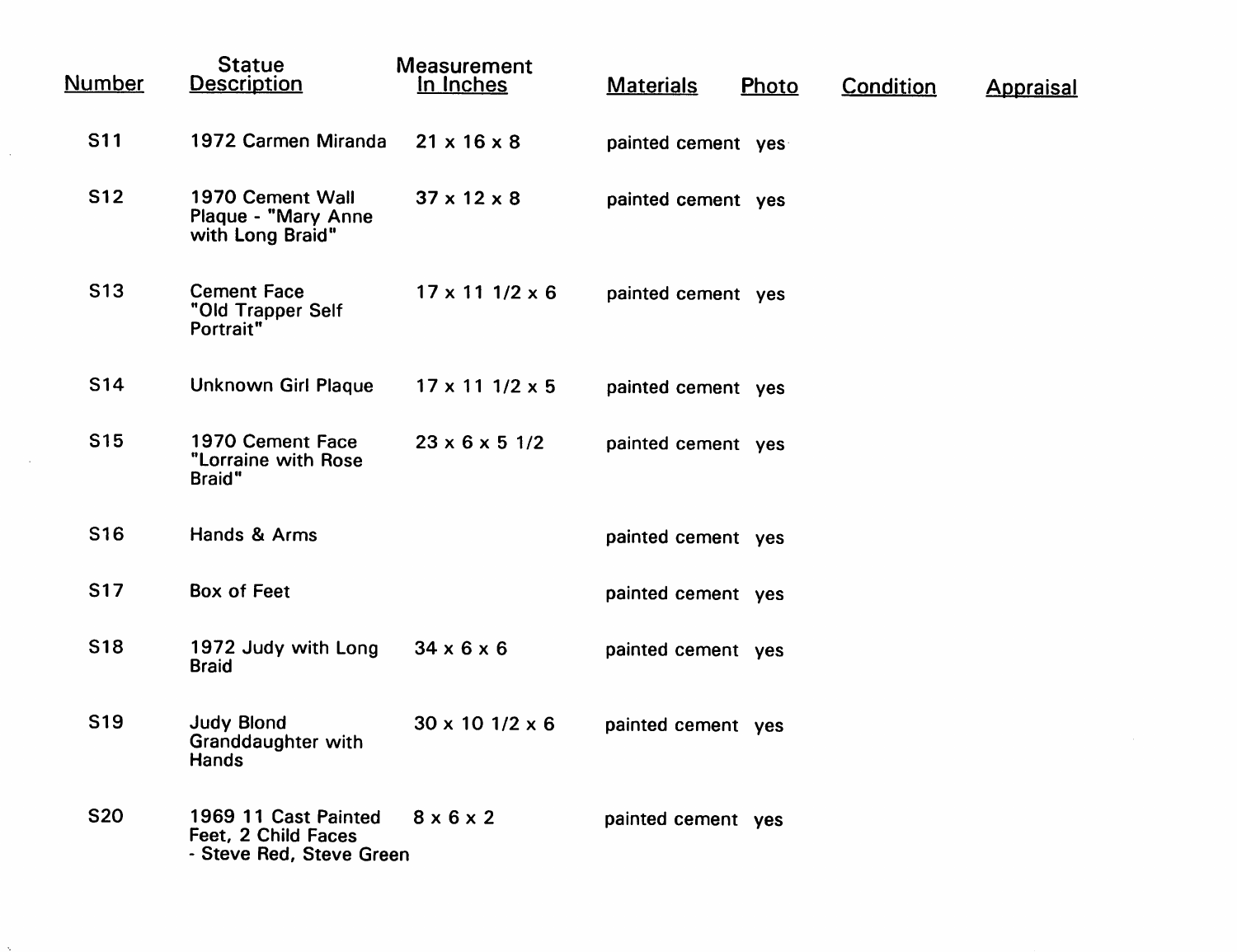| Number | Statue Description | Measurement In Inches | Materials | Photo | Condition | Appraisal |
|---|---|---|---|---|---|---|
| S11 | 1972 Carmen Miranda | 21 x 16 x 8 | painted cement | yes | | |
| S12 | 1970 Cement Wall Plaque - "Mary Anne with Long Braid" | 37 x 12 x 8 | painted cement | yes | | |
| S13 | Cement Face "Old Trapper Self Portrait" | 17 x 11 1/2 x 6 | painted cement | yes | | |
| S14 | Unknown Girl Plaque | 17 x 11 1/2 x 5 | painted cement | yes | | |
| S15 | 1970 Cement Face "Lorraine with Rose Braid" | 23 x 6 x 5 1/2 | painted cement | yes | | |
| S16 | Hands & Arms | | painted cement | yes | | |
| S17 | Box of Feet | | painted cement | yes | | |
| S18 | 1972 Judy with Long Braid | 34 x 6 x 6 | painted cement | yes | | |
| S19 | Judy Blond Granddaughter with Hands | 30 x 10 1/2 x 6 | painted cement | yes | | |
| S20 | 1969 11 Cast Painted Feet, 2 Child Faces - Steve Red, Steve Green | 8 x 6 x 2 | painted cement | yes | | |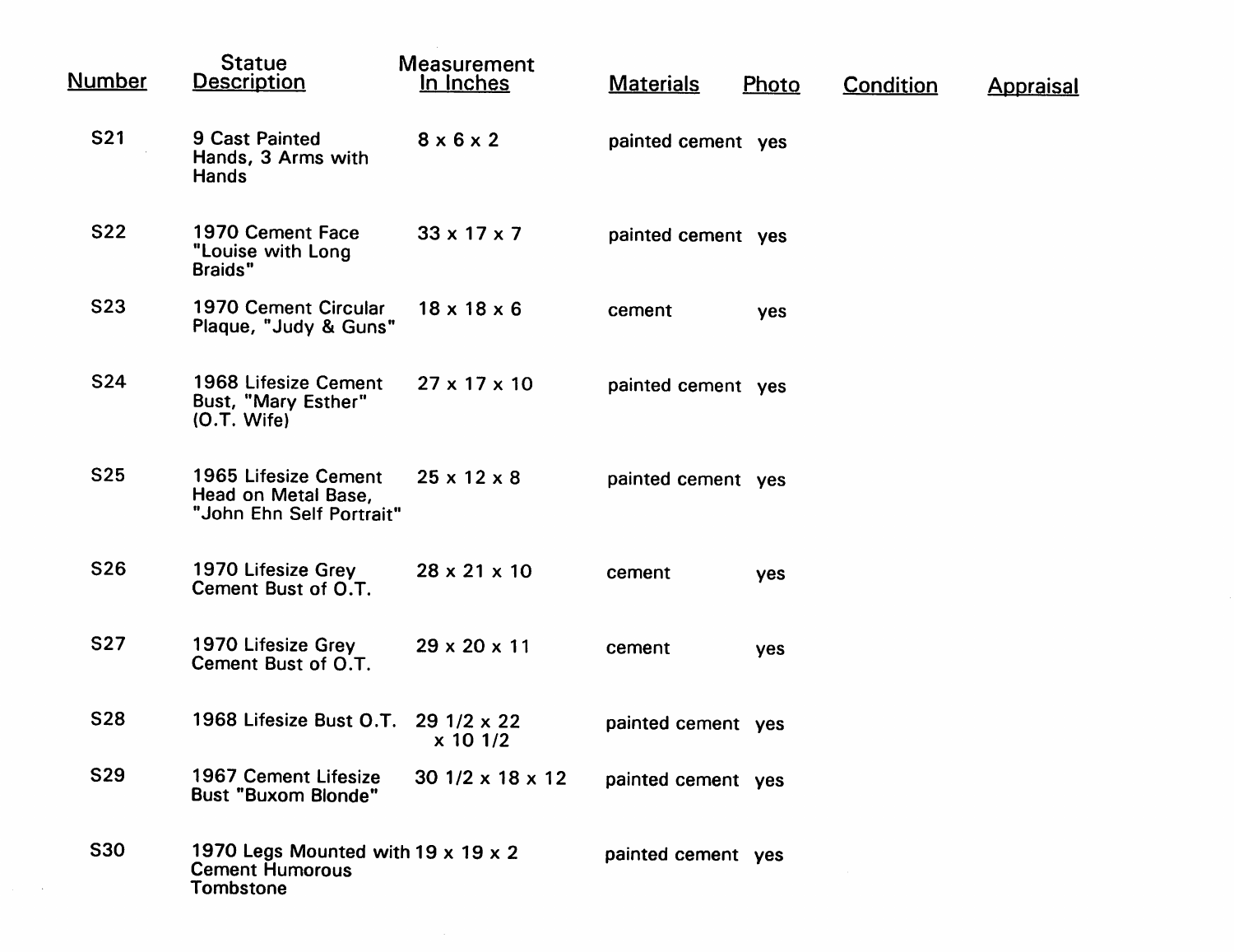| Number | Statue Description | Measurement In Inches | Materials | Photo | Condition | Appraisal |
|---|---|---|---|---|---|---|
| S21 | 9 Cast Painted Hands, 3 Arms with Hands | 8 x 6 x 2 | painted cement | yes | | |
| S22 | 1970 Cement Face "Louise with Long Braids" | 33 x 17 x 7 | painted cement | yes | | |
| S23 | 1970 Cement Circular Plaque, "Judy & Guns" | 18 x 18 x 6 | cement | yes | | |
| S24 | 1968 Lifesize Cement Bust, "Mary Esther" (O.T. Wife) | 27 x 17 x 10 | painted cement | yes | | |
| S25 | 1965 Lifesize Cement Head on Metal Base, "John Ehn Self Portrait" | 25 x 12 x 8 | painted cement | yes | | |
| S26 | 1970 Lifesize Grey Cement Bust of O.T. | 28 x 21 x 10 | cement | yes | | |
| S27 | 1970 Lifesize Grey Cement Bust of O.T. | 29 x 20 x 11 | cement | yes | | |
| S28 | 1968 Lifesize Bust O.T. | 29 1/2 x 22 x 10 1/2 | painted cement | yes | | |
| S29 | 1967 Cement Lifesize Bust "Buxom Blonde" | 30 1/2 x 18 x 12 | painted cement | yes | | |
| S30 | 1970 Legs Mounted with Cement Humorous Tombstone | 19 x 19 x 2 | painted cement | yes | | |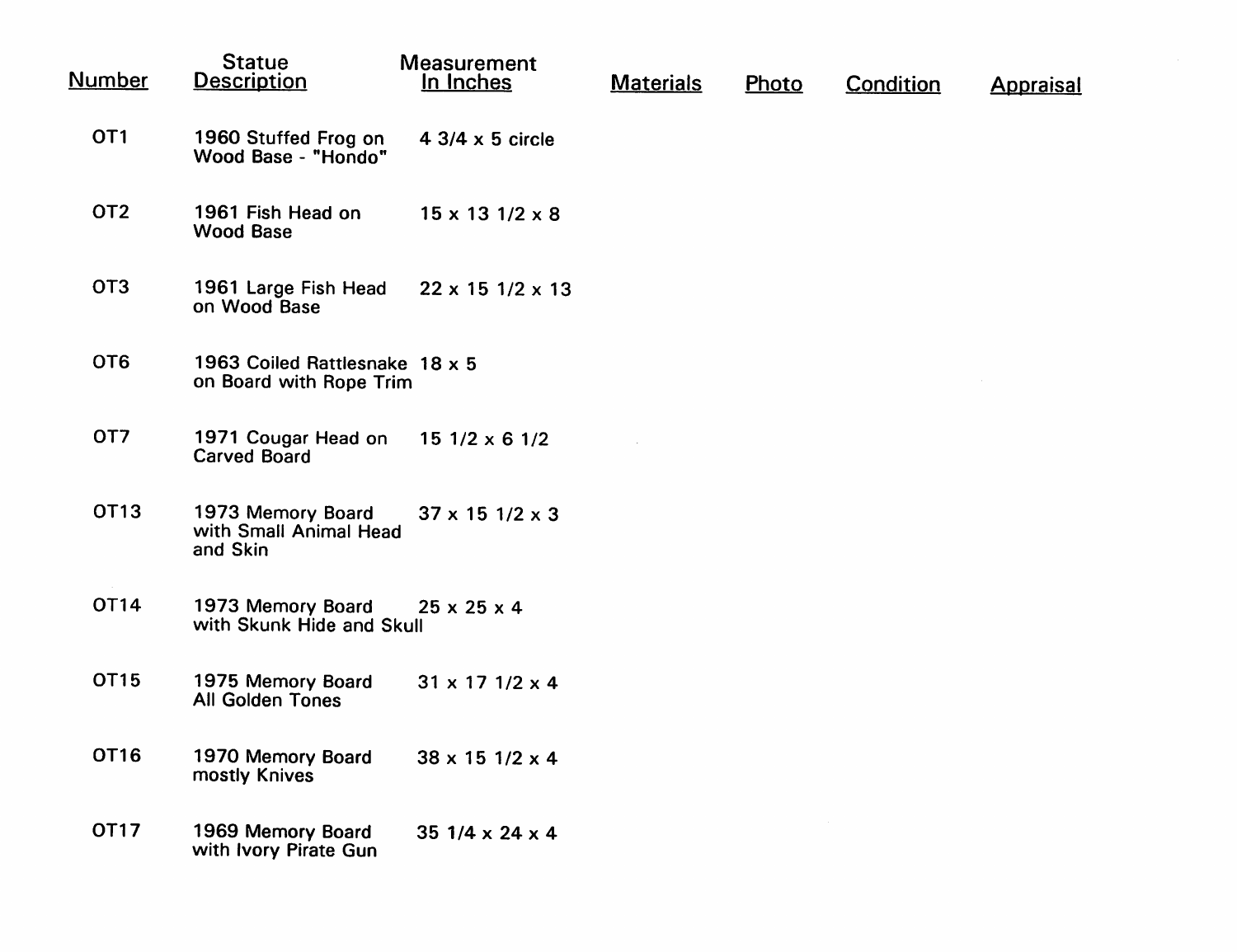| Number | Statue Description | Measurement In Inches | Materials | Photo | Condition | Appraisal |
|---|---|---|---|---|---|---|
| OT1 | 1960 Stuffed Frog on Wood Base - "Hondo" | 4 3/4 x 5 circle | | | | |
| OT2 | 1961 Fish Head on Wood Base | 15 x 13 1/2 x 8 | | | | |
| OT3 | 1961 Large Fish Head on Wood Base | 22 x 15 1/2 x 13 | | | | |
| OT6 | 1963 Coiled Rattlesnake on Board with Rope Trim | 18 x 5 | | | | |
| OT7 | 1971 Cougar Head on Carved Board | 15 1/2 x 6 1/2 | | | | |
| OT13 | 1973 Memory Board with Small Animal Head and Skin | 37 x 15 1/2 x 3 | | | | |
| OT14 | 1973 Memory Board with Skunk Hide and Skull | 25 x 25 x 4 | | | | |
| OT15 | 1975 Memory Board All Golden Tones | 31 x 17 1/2 x 4 | | | | |
| OT16 | 1970 Memory Board mostly Knives | 38 x 15 1/2 x 4 | | | | |
| OT17 | 1969 Memory Board with Ivory Pirate Gun | 35 1/4 x 24 x 4 | | | | |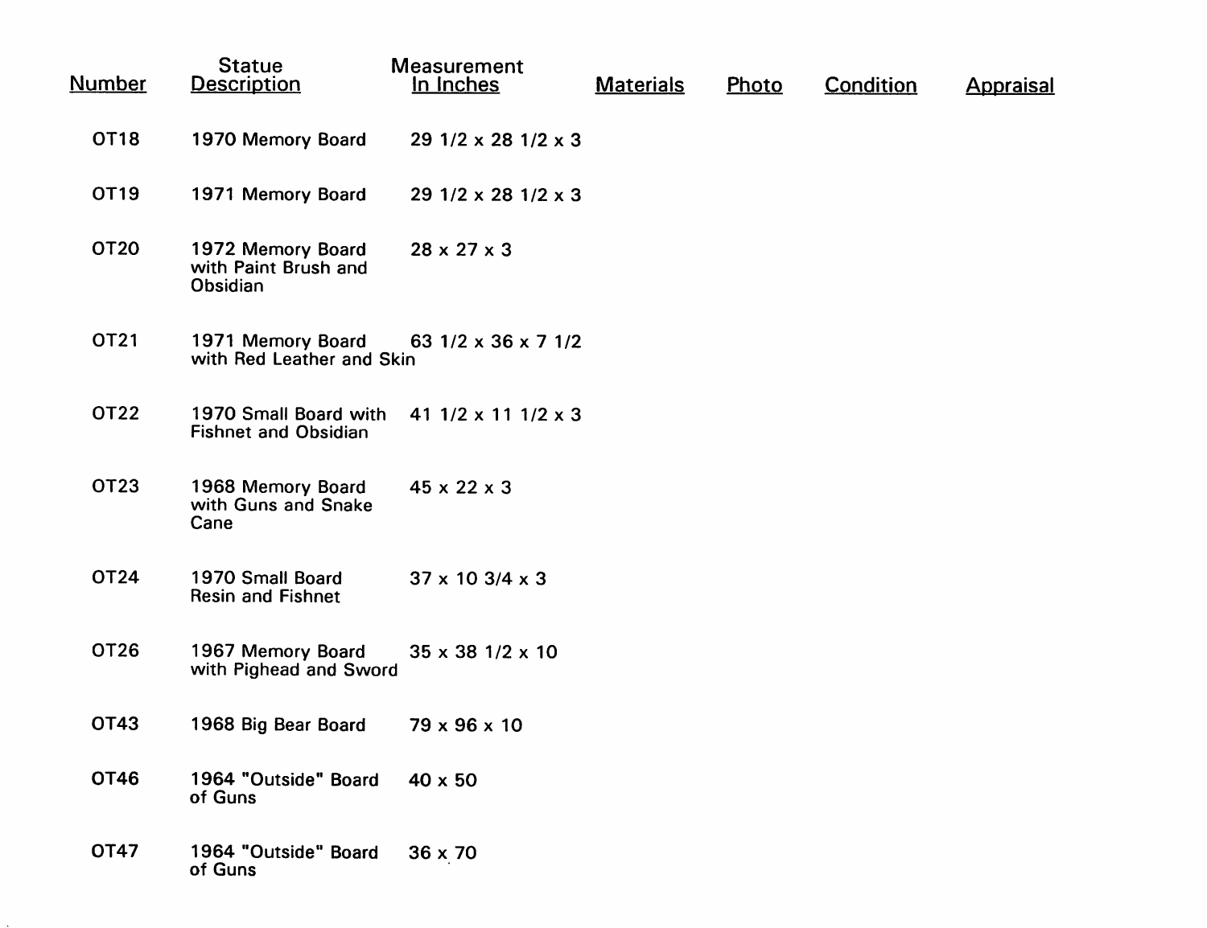| Number | Statue Description | Measurement In Inches | Materials | Photo | Condition | Appraisal |
|---|---|---|---|---|---|---|
| OT18 | 1970 Memory Board | 29 1/2 x 28 1/2 x 3 | | | | |
| OT19 | 1971 Memory Board | 29 1/2 x 28 1/2 x 3 | | | | |
| OT20 | 1972 Memory Board with Paint Brush and Obsidian | 28 x 27 x 3 | | | | |
| OT21 | 1971 Memory Board with Red Leather and Skin | 63 1/2 x 36 x 7 1/2 | | | | |
| OT22 | 1970 Small Board with Fishnet and Obsidian | 41 1/2 x 11 1/2 x 3 | | | | |
| OT23 | 1968 Memory Board with Guns and Snake Cane | 45 x 22 x 3 | | | | |
| OT24 | 1970 Small Board Resin and Fishnet | 37 x 10 3/4 x 3 | | | | |
| OT26 | 1967 Memory Board with Pighead and Sword | 35 x 38 1/2 x 10 | | | | |
| OT43 | 1968 Big Bear Board | 79 x 96 x 10 | | | | |
| OT46 | 1964 "Outside" Board of Guns | 40 x 50 | | | | |
| OT47 | 1964 "Outside" Board of Guns | 36 x 70 | | | | |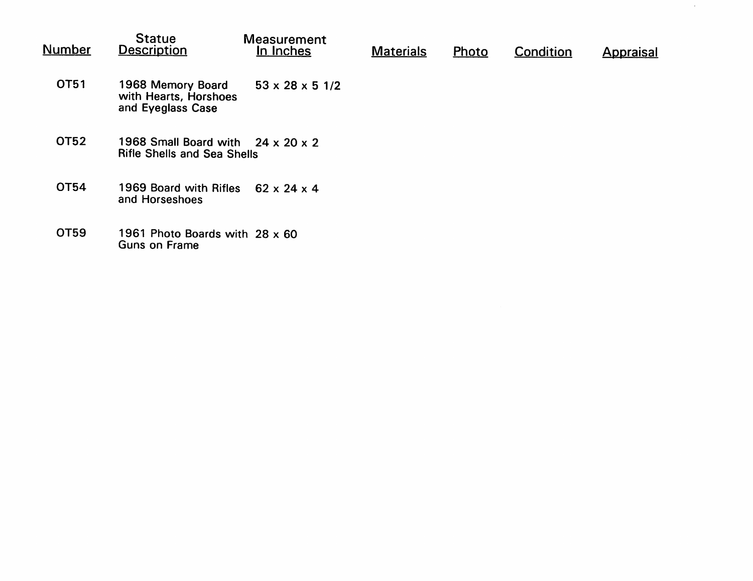| Number | Statue Description | Measurement In Inches | Materials | Photo | Condition | Appraisal |
|---|---|---|---|---|---|---|
| OT51 | 1968 Memory Board with Hearts, Horshoes and Eyeglass Case | 53 x 28 x 5 1/2 | | | | |
| OT52 | 1968 Small Board with Rifle Shells and Sea Shells | 24 x 20 x 2 | | | | |
| OT54 | 1969 Board with Rifles and Horseshoes | 62 x 24 x 4 | | | | |
| OT59 | 1961 Photo Boards with Guns on Frame | 28 x 60 | | | | |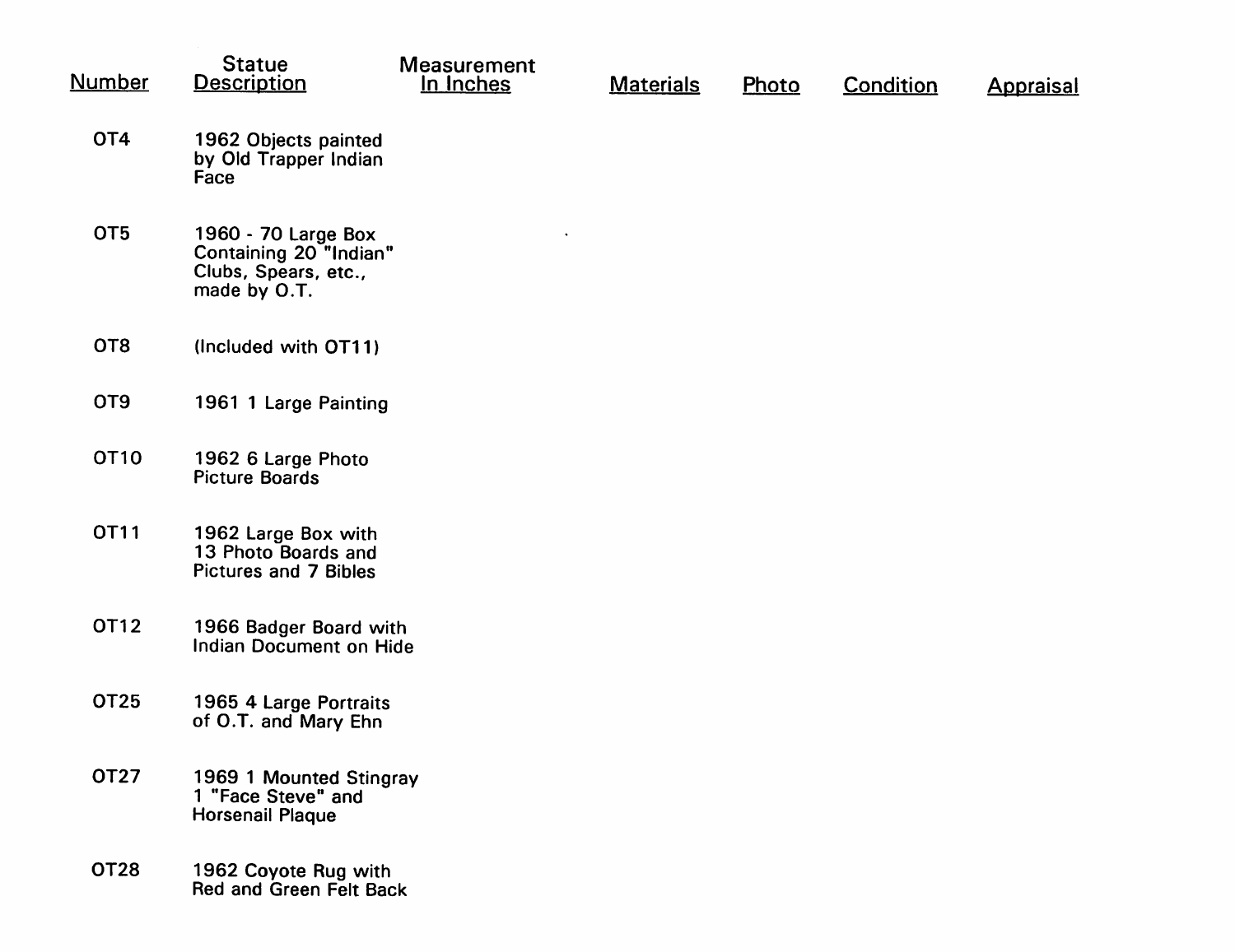| Number | Statue Description | Measurement In Inches | Materials | Photo | Condition | Appraisal |
|---|---|---|---|---|---|---|
| OT4 | 1962 Objects painted by Old Trapper Indian Face | | | | | |
| OT5 | 1960 - 70 Large Box Containing 20 "Indian" Clubs, Spears, etc., made by O.T. | | | | | |
| OT8 | (Included with OT11) | | | | | |
| OT9 | 1961 1 Large Painting | | | | | |
| OT10 | 1962 6 Large Photo Picture Boards | | | | | |
| OT11 | 1962 Large Box with 13 Photo Boards and Pictures and 7 Bibles | | | | | |
| OT12 | 1966 Badger Board with Indian Document on Hide | | | | | |
| OT25 | 1965 4 Large Portraits of O.T. and Mary Ehn | | | | | |
| OT27 | 1969 1 Mounted Stingray 1 "Face Steve" and Horsenail Plaque | | | | | |
| OT28 | 1962 Coyote Rug with Red and Green Felt Back | | | | | |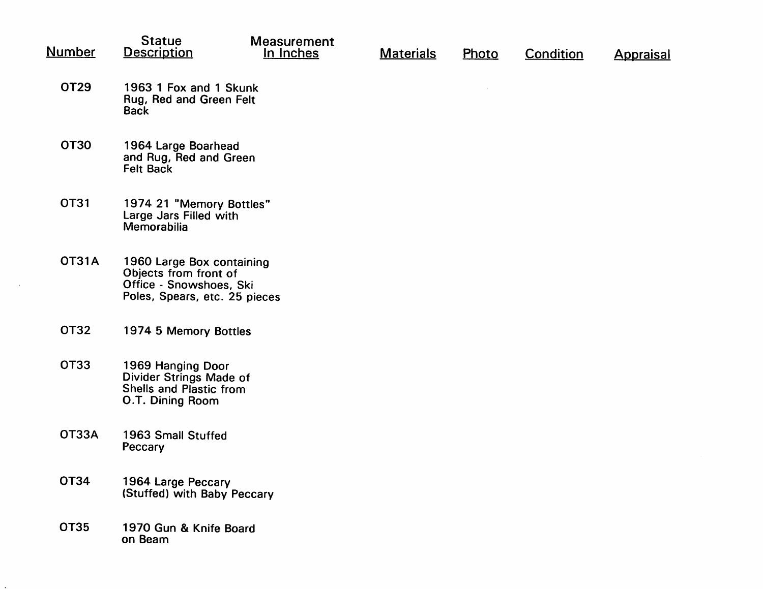| Number | Statue Description | Measurement In Inches | Materials | Photo | Condition | Appraisal |
|---|---|---|---|---|---|---|
| OT29 | 1963 1 Fox and 1 Skunk Rug, Red and Green Felt Back | | | | | |
| OT30 | 1964 Large Boarhead and Rug, Red and Green Felt Back | | | | | |
| OT31 | 1974 21 "Memory Bottles" Large Jars Filled with Memorabilia | | | | | |
| OT31A | 1960 Large Box containing Objects from front of Office - Snowshoes, Ski Poles, Spears, etc. 25 pieces | | | | | |
| OT32 | 1974 5 Memory Bottles | | | | | |
| OT33 | 1969 Hanging Door Divider Strings Made of Shells and Plastic from O.T. Dining Room | | | | | |
| OT33A | 1963 Small Stuffed Peccary | | | | | |
| OT34 | 1964 Large Peccary (Stuffed) with Baby Peccary | | | | | |
| OT35 | 1970 Gun & Knife Board on Beam | | | | | |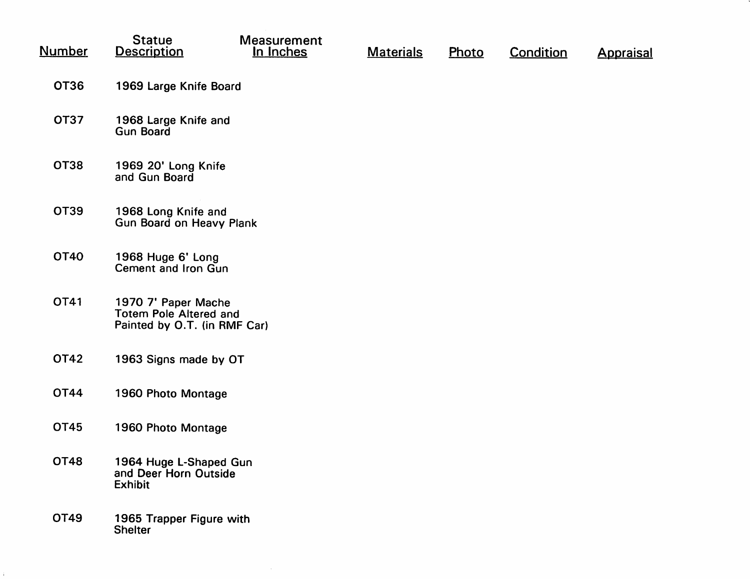| Number | Statue Description | Measurement In Inches | Materials | Photo | Condition | Appraisal |
|---|---|---|---|---|---|---|
| OT36 | 1969 Large Knife Board | | | | | |
| OT37 | 1968 Large Knife and Gun Board | | | | | |
| OT38 | 1969 20' Long Knife and Gun Board | | | | | |
| OT39 | 1968 Long Knife and Gun Board on Heavy Plank | | | | | |
| OT40 | 1968 Huge 6' Long Cement and Iron Gun | | | | | |
| OT41 | 1970 7' Paper Mache Totem Pole Altered and Painted by O.T. (in RMF Car) | | | | | |
| OT42 | 1963 Signs made by OT | | | | | |
| OT44 | 1960 Photo Montage | | | | | |
| OT45 | 1960 Photo Montage | | | | | |
| OT48 | 1964 Huge L-Shaped Gun and Deer Horn Outside Exhibit | | | | | |
| OT49 | 1965 Trapper Figure with Shelter | | | | | |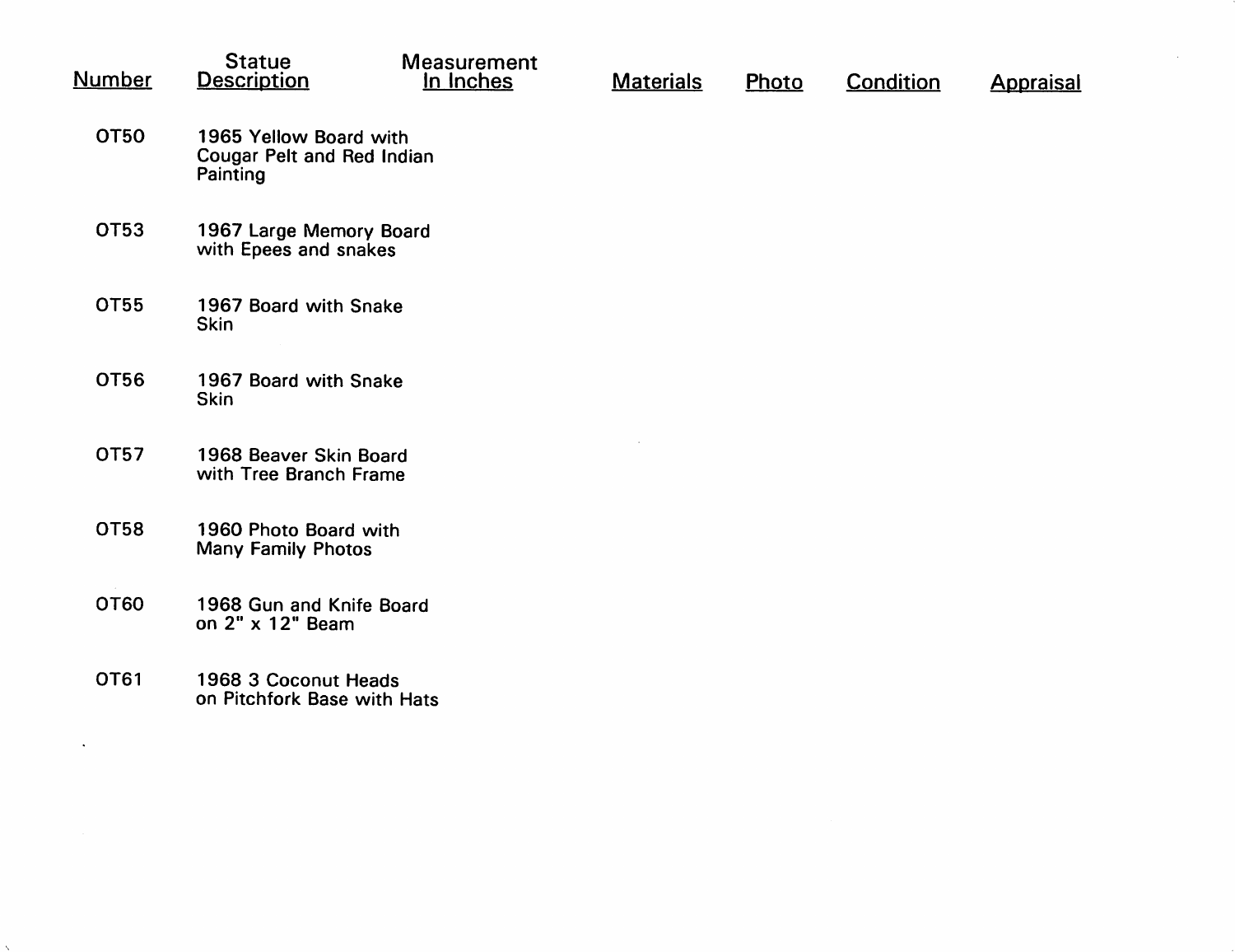| Number | Statue Description | Measurement In Inches | Materials | Photo | Condition | Appraisal |
|---|---|---|---|---|---|---|
| OT50 | 1965 Yellow Board with Cougar Pelt and Red Indian Painting | | | | | |
| OT53 | 1967 Large Memory Board with Epees and snakes | | | | | |
| OT55 | 1967 Board with Snake Skin | | | | | |
| OT56 | 1967 Board with Snake Skin | | | | | |
| OT57 | 1968 Beaver Skin Board with Tree Branch Frame | | | | | |
| OT58 | 1960 Photo Board with Many Family Photos | | | | | |
| OT60 | 1968 Gun and Knife Board on 2" x 12" Beam | | | | | |
| OT61 | 1968 3 Coconut Heads on Pitchfork Base with Hats | | | | | |